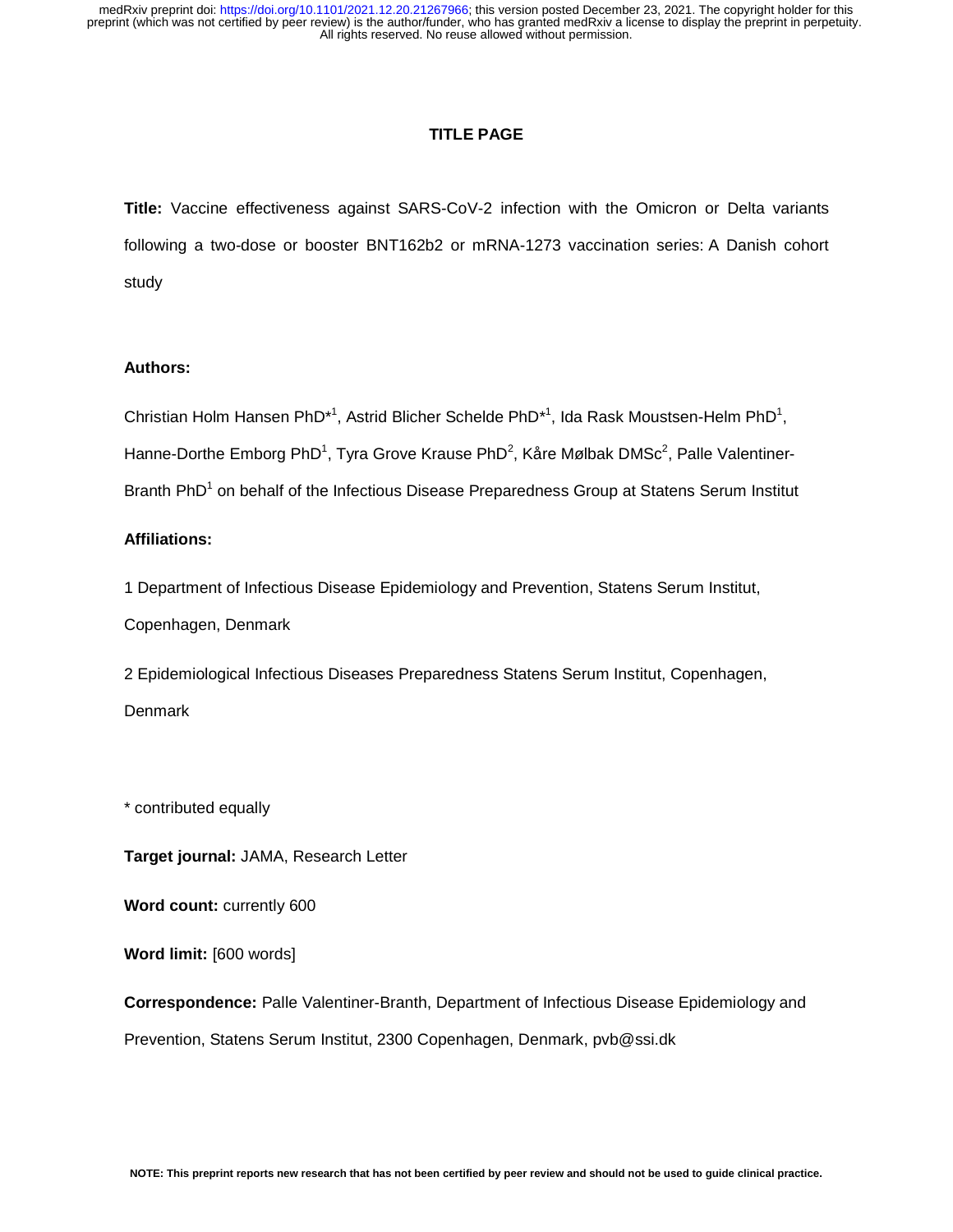## TITLE PAGE

**Title:** Vaccine effectiveness against SARS-CoV-2 infection with the Omicron or Delta variants following a two-dose or booster BNT162b2 or mRNA-1273 vaccination series: A Danish cohort study

**Authors:**

Christian Holm Hansen PhD*[1], Astrid Blicher Schelde PhD*[1], Ida Rask Moustsen-Helm PhD[1], Hanne-Dorthe Emborg PhD[1], Tyra Grove Krause PhD[2], Kåre Mølbak DMSc[2], Palle Valentiner-Branth PhD[1] on behalf of the Infectious Disease Preparedness Group at Statens Serum Institut

**Affiliations:**

1 Department of Infectious Disease Epidemiology and Prevention, Statens Serum Institut, Copenhagen, Denmark

2 Epidemiological Infectious Diseases Preparedness Statens Serum Institut, Copenhagen, Denmark

* contributed equally

**Target journal:** JAMA, Research Letter

**Word count:** currently 600

**Word limit:** [600 words]

**Correspondence:** Palle Valentiner-Branth, Department of Infectious Disease Epidemiology and Prevention, Statens Serum Institut, 2300 Copenhagen, Denmark, pvb@ssi.dk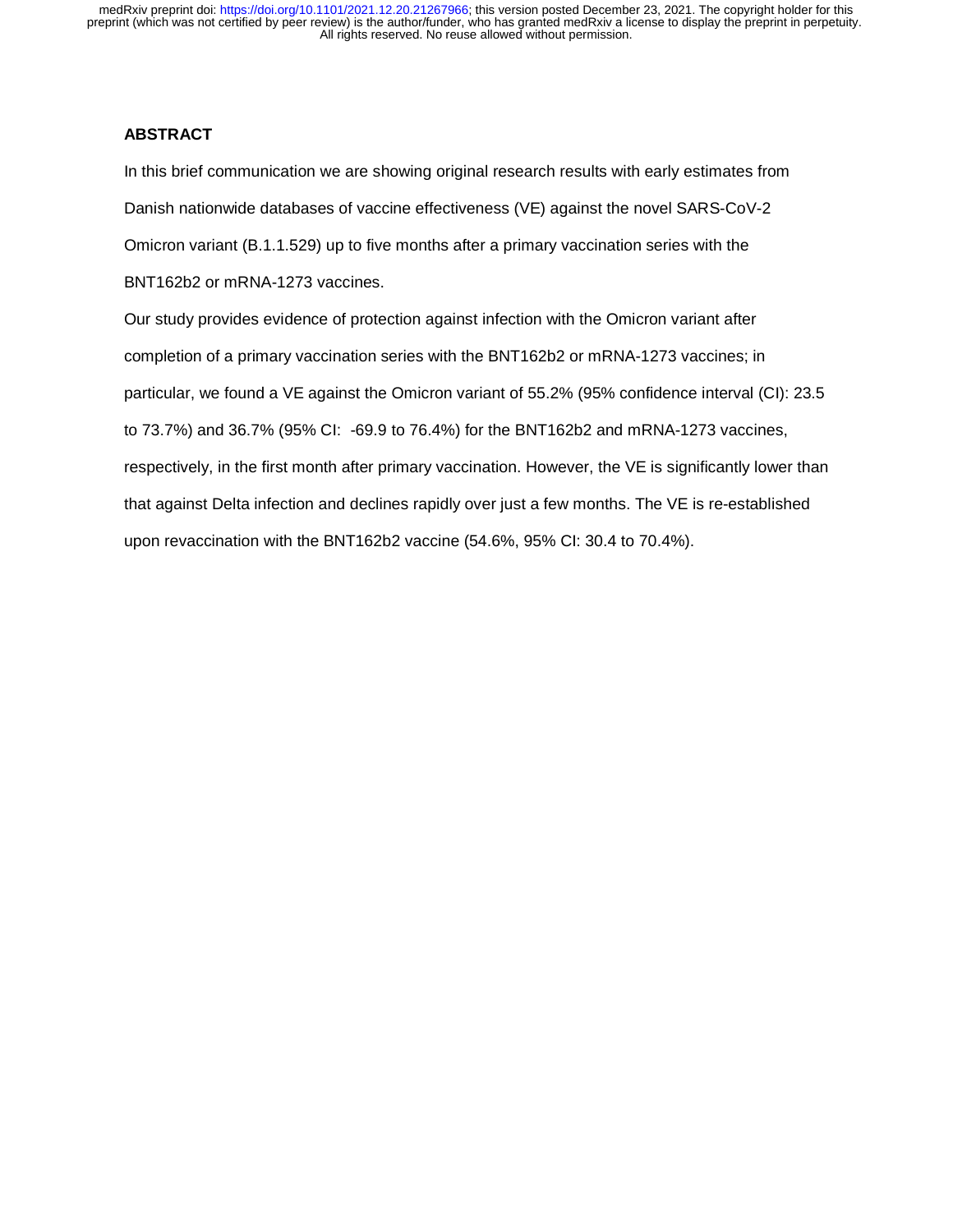## ABSTRACT

In this brief communication we are showing original research results with early estimates from Danish nationwide databases of vaccine effectiveness (VE) against the novel SARS-CoV-2 Omicron variant (B.1.1.529) up to five months after a primary vaccination series with the BNT162b2 or mRNA-1273 vaccines.

Our study provides evidence of protection against infection with the Omicron variant after completion of a primary vaccination series with the BNT162b2 or mRNA-1273 vaccines; in particular, we found a VE against the Omicron variant of 55.2% (95% confidence interval (CI): 23.5 to 73.7%) and 36.7% (95% CI: -69.9 to 76.4%) for the BNT162b2 and mRNA-1273 vaccines, respectively, in the first month after primary vaccination. However, the VE is significantly lower than that against Delta infection and declines rapidly over just a few months. The VE is re-established upon revaccination with the BNT162b2 vaccine (54.6%, 95% CI: 30.4 to 70.4%).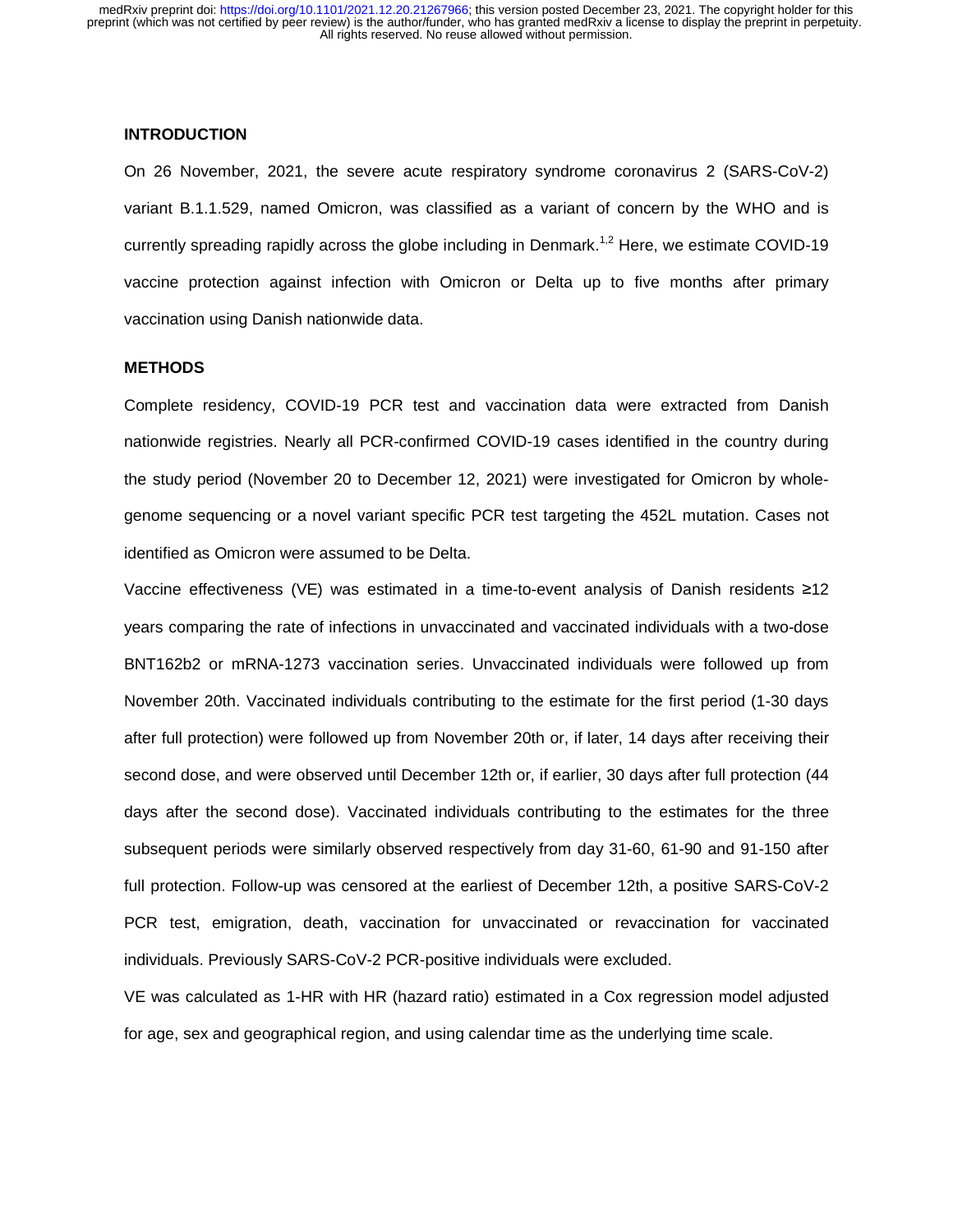## INTRODUCTION

On 26 November, 2021, the severe acute respiratory syndrome coronavirus 2 (SARS-CoV-2) variant B.1.1.529, named Omicron, was classified as a variant of concern by the WHO and is currently spreading rapidly across the globe including in Denmark.[1,2] Here, we estimate COVID-19 vaccine protection against infection with Omicron or Delta up to five months after primary vaccination using Danish nationwide data.

## METHODS

Complete residency, COVID-19 PCR test and vaccination data were extracted from Danish nationwide registries. Nearly all PCR-confirmed COVID-19 cases identified in the country during the study period (November 20 to December 12, 2021) were investigated for Omicron by whole-genome sequencing or a novel variant specific PCR test targeting the 452L mutation. Cases not identified as Omicron were assumed to be Delta.

Vaccine effectiveness (VE) was estimated in a time-to-event analysis of Danish residents ≥12 years comparing the rate of infections in unvaccinated and vaccinated individuals with a two-dose BNT162b2 or mRNA-1273 vaccination series. Unvaccinated individuals were followed up from November 20th. Vaccinated individuals contributing to the estimate for the first period (1-30 days after full protection) were followed up from November 20th or, if later, 14 days after receiving their second dose, and were observed until December 12th or, if earlier, 30 days after full protection (44 days after the second dose). Vaccinated individuals contributing to the estimates for the three subsequent periods were similarly observed respectively from day 31-60, 61-90 and 91-150 after full protection. Follow-up was censored at the earliest of December 12th, a positive SARS-CoV-2 PCR test, emigration, death, vaccination for unvaccinated or revaccination for vaccinated individuals. Previously SARS-CoV-2 PCR-positive individuals were excluded.

VE was calculated as 1-HR with HR (hazard ratio) estimated in a Cox regression model adjusted for age, sex and geographical region, and using calendar time as the underlying time scale.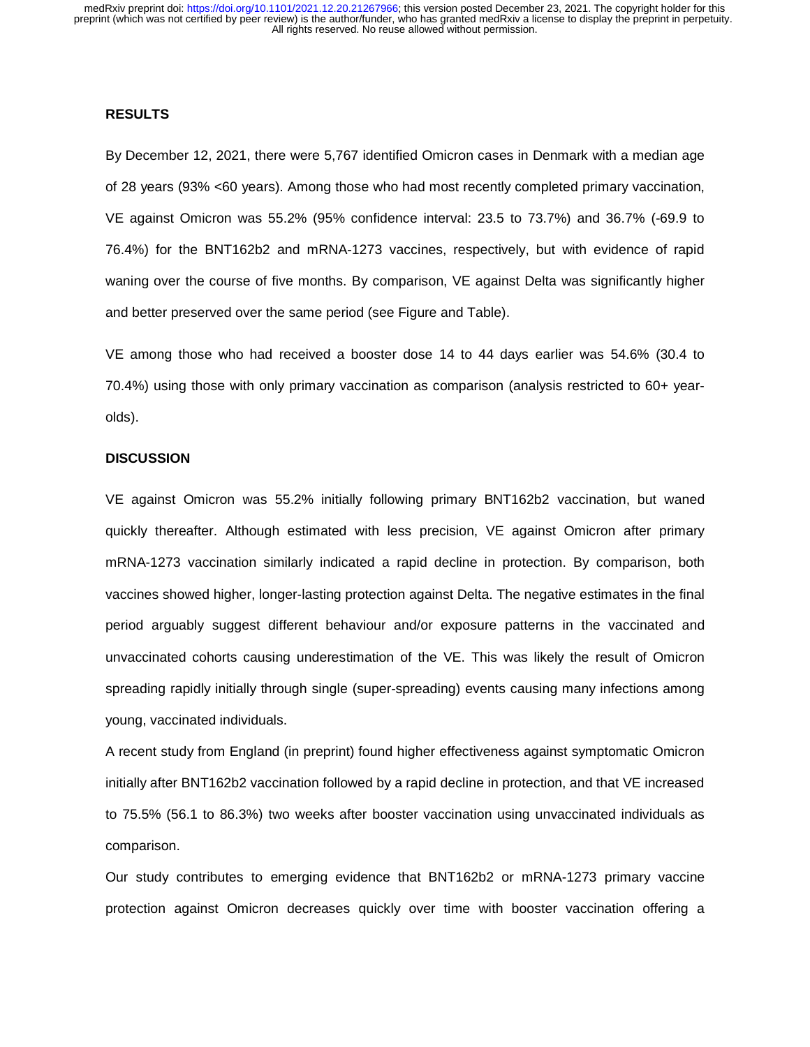## RESULTS

By December 12, 2021, there were 5,767 identified Omicron cases in Denmark with a median age of 28 years (93% <60 years). Among those who had most recently completed primary vaccination, VE against Omicron was 55.2% (95% confidence interval: 23.5 to 73.7%) and 36.7% (-69.9 to 76.4%) for the BNT162b2 and mRNA-1273 vaccines, respectively, but with evidence of rapid waning over the course of five months. By comparison, VE against Delta was significantly higher and better preserved over the same period (see Figure and Table).

VE among those who had received a booster dose 14 to 44 days earlier was 54.6% (30.4 to 70.4%) using those with only primary vaccination as comparison (analysis restricted to 60+ year-olds).

## DISCUSSION

VE against Omicron was 55.2% initially following primary BNT162b2 vaccination, but waned quickly thereafter. Although estimated with less precision, VE against Omicron after primary mRNA-1273 vaccination similarly indicated a rapid decline in protection. By comparison, both vaccines showed higher, longer-lasting protection against Delta. The negative estimates in the final period arguably suggest different behaviour and/or exposure patterns in the vaccinated and unvaccinated cohorts causing underestimation of the VE. This was likely the result of Omicron spreading rapidly initially through single (super-spreading) events causing many infections among young, vaccinated individuals.

A recent study from England (in preprint) found higher effectiveness against symptomatic Omicron initially after BNT162b2 vaccination followed by a rapid decline in protection, and that VE increased to 75.5% (56.1 to 86.3%) two weeks after booster vaccination using unvaccinated individuals as comparison.

Our study contributes to emerging evidence that BNT162b2 or mRNA-1273 primary vaccine protection against Omicron decreases quickly over time with booster vaccination offering a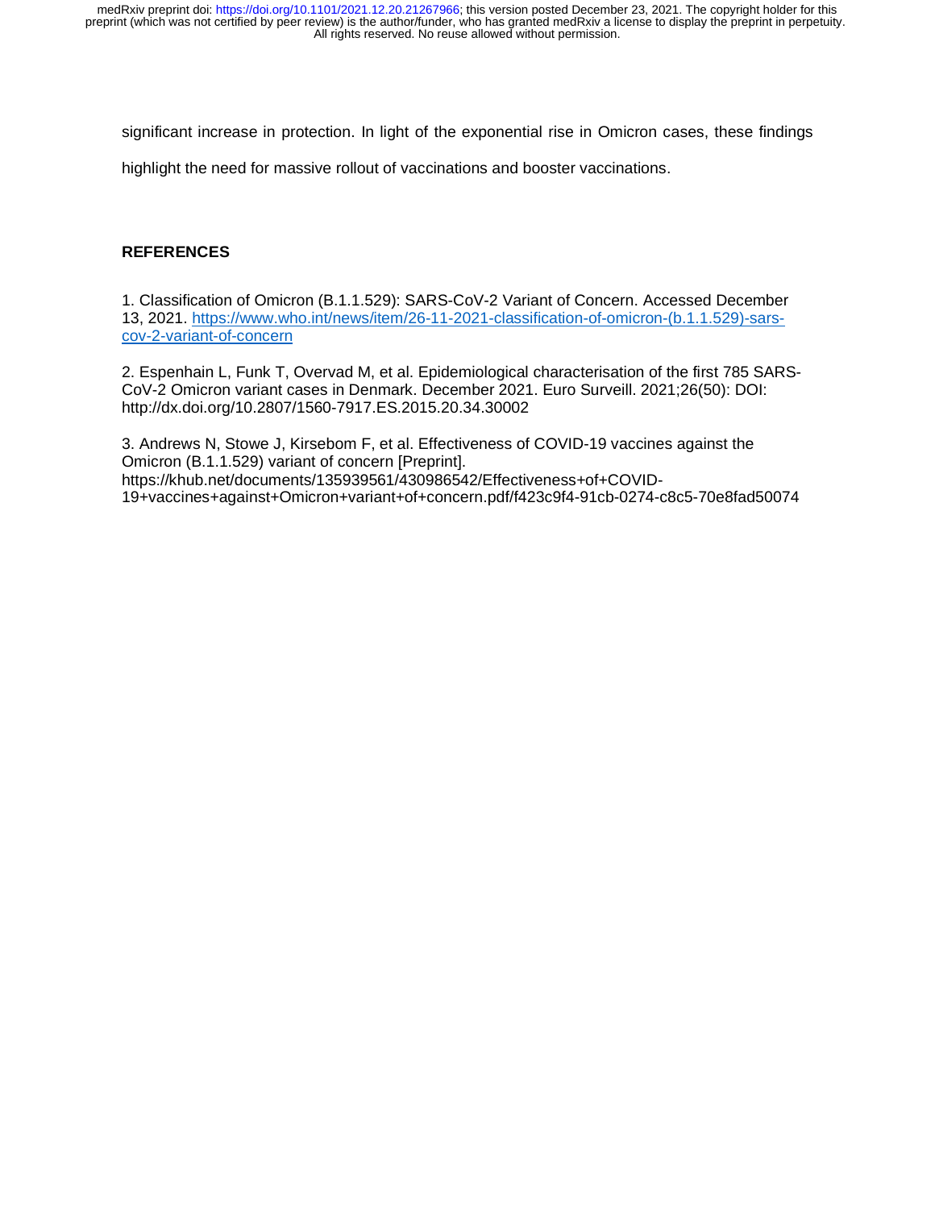significant increase in protection. In light of the exponential rise in Omicron cases, these findings highlight the need for massive rollout of vaccinations and booster vaccinations.

## REFERENCES

1. Classification of Omicron (B.1.1.529): SARS-CoV-2 Variant of Concern. Accessed December 13, 2021. https://www.who.int/news/item/26-11-2021-classification-of-omicron-(b.1.1.529)-sars-cov-2-variant-of-concern

2. Espenhain L, Funk T, Overvad M, et al. Epidemiological characterisation of the first 785 SARS-CoV-2 Omicron variant cases in Denmark. December 2021. Euro Surveill. 2021;26(50): DOI: http://dx.doi.org/10.2807/1560-7917.ES.2015.20.34.30002

3. Andrews N, Stowe J, Kirsebom F, et al. Effectiveness of COVID-19 vaccines against the Omicron (B.1.1.529) variant of concern [Preprint]. https://khub.net/documents/135939561/430986542/Effectiveness+of+COVID-19+vaccines+against+Omicron+variant+of+concern.pdf/f423c9f4-91cb-0274-c8c5-70e8fad50074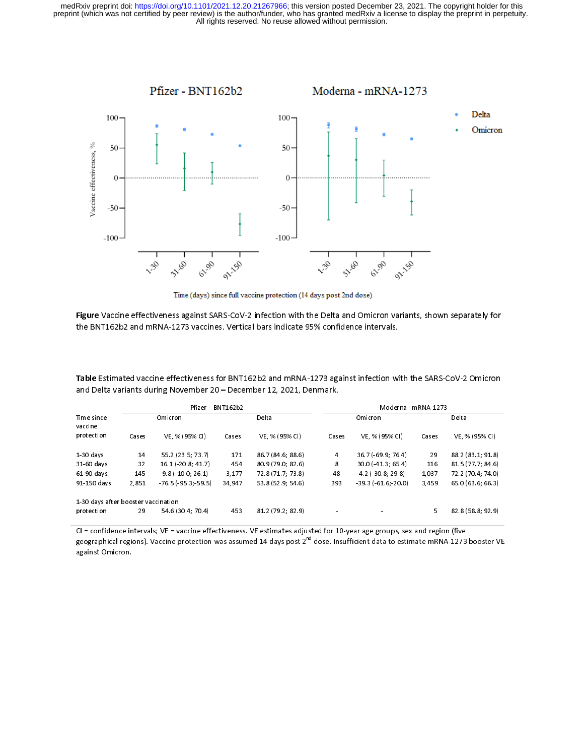Pfizer - BNT162b2

Moderna - mRNA-1273

Delta

Omicron

Vaccine effectiveness, %

100

50

0

-50

-100

1-30

31-60

61-90

91-150

Time (days) since full vaccine protection (14 days post 2nd dose)

**Figure** Vaccine effectiveness against SARS-CoV-2 infection with the Delta and Omicron variants, shown separately for the BNT162b2 and mRNA-1273 vaccines. Vertical bars indicate 95% confidence intervals.

**Table** Estimated vaccine effectiveness for BNT162b2 and mRNA-1273 against infection with the SARS-CoV-2 Omicron and Delta variants during November 20 – December 12, 2021, Denmark.

| | Pfizer – BNT162b2 | | | | Moderna - mRNA-1273 | | | |
|---|---|---|---|---|---|---|---|---|
| | Omicron | | Delta | | Omicron | | Delta | |
| Time since vaccine protection | Cases | VE, % (95% CI) | Cases | VE, % (95% CI) | Cases | VE, % (95% CI) | Cases | VE, % (95% CI) |
| 1-30 days | 14 | 55.2 (23.5; 73.7) | 171 | 86.7 (84.6; 88.6) | 4 | 36.7 (-69.9; 76.4) | 29 | 88.2 (83.1; 91.8) |
| 31-60 days | 32 | 16.1 (-20.8; 41.7) | 454 | 80.9 (79.0; 82.6) | 8 | 30.0 (-41.3; 65.4) | 116 | 81.5 (77.7; 84.6) |
| 61-90 days | 145 | 9.8 (-10.0; 26.1) | 3,177 | 72.8 (71.7; 73.8) | 48 | 4.2 (-30.8; 29.8) | 1,037 | 72.2 (70.4; 74.0) |
| 91-150 days | 2,851 | -76.5 (-95.3;-59.5) | 34,947 | 53.8 (52.9; 54.6) | 393 | -39.3 (-61.6;-20.0) | 3,459 | 65.0 (63.6; 66.3) |
| 1-30 days after booster vaccination | | | | | | | | |
| protection | 29 | 54.6 (30.4; 70.4) | 453 | 81.2 (79.2; 82.9) | - | - | 5 | 82.8 (58.8; 92.9) |

CI = confidence intervals; VE = vaccine effectiveness. VE estimates adjusted for 10-year age groups, sex and region (five geographical regions). Vaccine protection was assumed 14 days post 2[nd] dose. Insufficient data to estimate mRNA-1273 booster VE against Omicron.